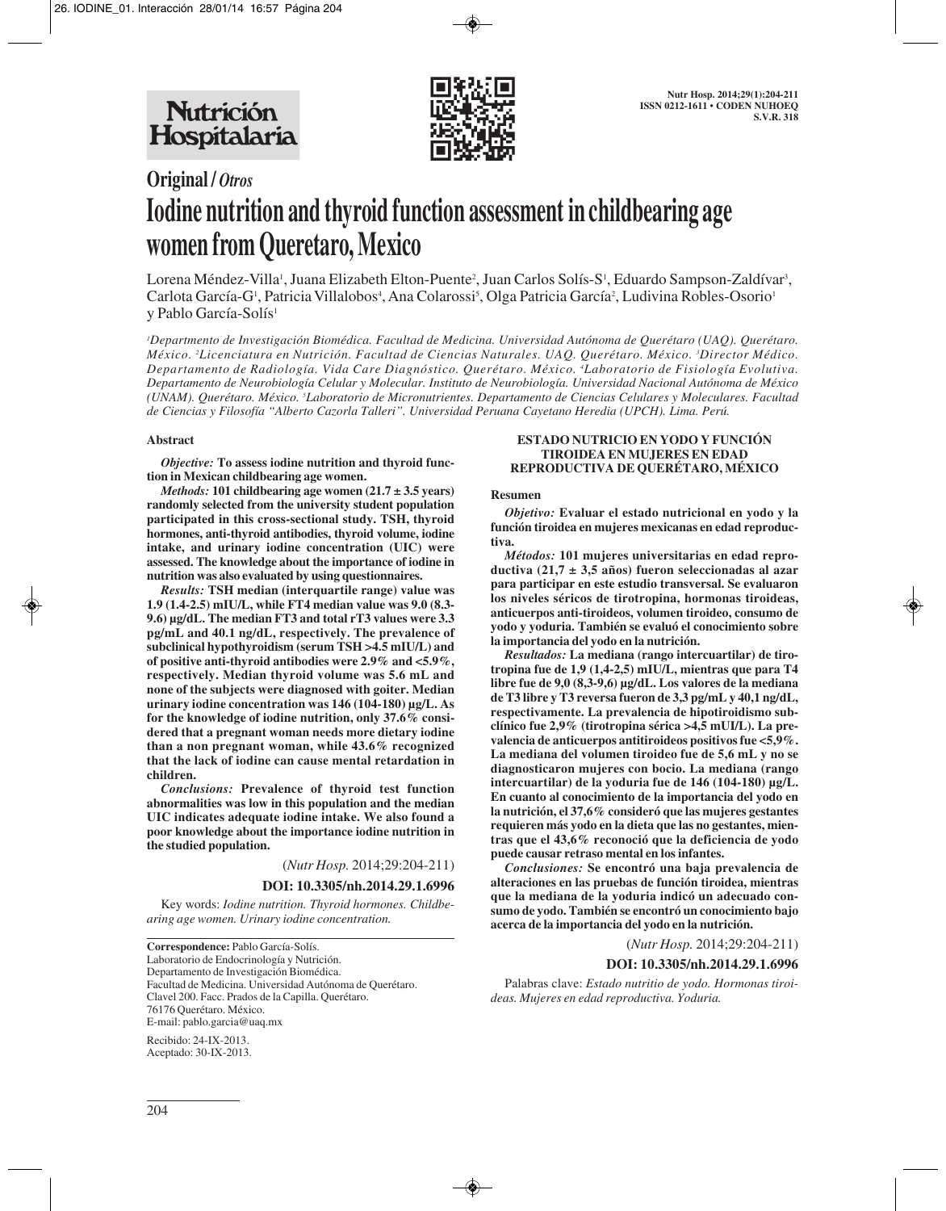# Original / *Otros*

# Iodine nutrition and thyroid function assessment in childbearing age women from Queretaro, Mexico

Lorena Méndez-Villa[1], Juana Elizabeth Elton-Puente[2], Juan Carlos Solís-S[1], Eduardo Sampson-Zaldívar[3], Carlota García-G[1], Patricia Villalobos[4], Ana Colarossi[5], Olga Patricia García[2], Ludivina Robles-Osorio[1] y Pablo García-Solís[1]

*[1]Departmento de Investigación Biomédica. Facultad de Medicina. Universidad Autónoma de Querétaro (UAQ). Querétaro. México. [2]Licenciatura en Nutrición. Facultad de Ciencias Naturales. UAQ. Querétaro. México. [3]Director Médico. Departamento de Radiología. Vida Care Diagnóstico. Querétaro. México. [4]Laboratorio de Fisiología Evolutiva. Departamento de Neurobiología Celular y Molecular. Instituto de Neurobiología. Universidad Nacional Autónoma de México (UNAM). Querétaro. México. [5]Laboratorio de Micronutrientes. Departamento de Ciencias Celulares y Moleculares. Facultad de Ciencias y Filosofía "Alberto Cazorla Talleri". Universidad Peruana Cayetano Heredia (UPCH). Lima. Perú.*

## Abstract

***Objective:*** **To assess iodine nutrition and thyroid function in Mexican childbearing age women.**

***Methods:*** **101 childbearing age women (21.7 ± 3.5 years) randomly selected from the university student population participated in this cross-sectional study. TSH, thyroid hormones, anti-thyroid antibodies, thyroid volume, iodine intake, and urinary iodine concentration (UIC) were assessed. The knowledge about the importance of iodine in nutrition was also evaluated by using questionnaires.**

***Results:*** **TSH median (interquartile range) value was 1.9 (1.4-2.5) mIU/L, while FT4 median value was 9.0 (8.3-9.6) µg/dL. The median FT3 and total rT3 values were 3.3 pg/mL and 40.1 ng/dL, respectively. The prevalence of subclinical hypothyroidism (serum TSH >4.5 mIU/L) and of positive anti-thyroid antibodies were 2.9% and <5.9%, respectively. Median thyroid volume was 5.6 mL and none of the subjects were diagnosed with goiter. Median urinary iodine concentration was 146 (104-180) µg/L. As for the knowledge of iodine nutrition, only 37.6% considered that a pregnant woman needs more dietary iodine than a non pregnant woman, while 43.6% recognized that the lack of iodine can cause mental retardation in children.**

***Conclusions:*** **Prevalence of thyroid test function abnormalities was low in this population and the median UIC indicates adequate iodine intake. We also found a poor knowledge about the importance iodine nutrition in the studied population.**

(*Nutr Hosp.* 2014;29:204-211)

**DOI: 10.3305/nh.2014.29.1.6996**

Key words: *Iodine nutrition. Thyroid hormones. Childbearing age women. Urinary iodine concentration.*

**Correspondence:** Pablo García-Solís.
Laboratorio de Endocrinología y Nutrición.
Departamento de Investigación Biomédica.
Facultad de Medicina. Universidad Autónoma de Querétaro.
Clavel 200. Facc. Prados de la Capilla. Querétaro.
76176 Querétaro. México.
E-mail: pablo.garcia@uaq.mx

Recibido: 24-IX-2013.
Aceptado: 30-IX-2013.

## ESTADO NUTRICIO EN YODO Y FUNCIÓN TIROIDEA EN MUJERES EN EDAD REPRODUCTIVA DE QUERÉTARO, MÉXICO

### Resumen

***Objetivo:*** **Evaluar el estado nutricional en yodo y la función tiroidea en mujeres mexicanas en edad reproductiva.**

***Métodos:*** **101 mujeres universitarias en edad reproductiva (21,7 ± 3,5 años) fueron seleccionadas al azar para participar en este estudio transversal. Se evaluaron los niveles séricos de tirotropina, hormonas tiroideas, anticuerpos anti-tiroideos, volumen tiroideo, consumo de yodo y yoduria. También se evaluó el conocimiento sobre la importancia del yodo en la nutrición.**

***Resultados:*** **La mediana (rango intercuartilar) de tirotropina fue de 1,9 (1,4-2,5) mIU/L, mientras que para T4 libre fue de 9,0 (8,3-9,6) µg/dL. Los valores de la mediana de T3 libre y T3 reversa fueron de 3,3 pg/mL y 40,1 ng/dL, respectivamente. La prevalencia de hipotiroidismo subclínico fue 2,9% (tirotropina sérica >4,5 mUI/L). La prevalencia de anticuerpos antitiroideos positivos fue <5,9%. La mediana del volumen tiroideo fue de 5,6 mL y no se diagnosticaron mujeres con bocio. La mediana (rango intercuartilar) de la yoduria fue de 146 (104-180) µg/L. En cuanto al conocimiento de la importancia del yodo en la nutrición, el 37,6% consideró que las mujeres gestantes requieren más yodo en la dieta que las no gestantes, mientras que el 43,6% reconoció que la deficiencia de yodo puede causar retraso mental en los infantes.**

***Conclusiones:*** **Se encontró una baja prevalencia de alteraciones en las pruebas de función tiroidea, mientras que la mediana de la yoduria indicó un adecuado consumo de yodo. También se encontró un conocimiento bajo acerca de la importancia del yodo en la nutrición.**

(*Nutr Hosp.* 2014;29:204-211)

**DOI: 10.3305/nh.2014.29.1.6996**

Palabras clave: *Estado nutritio de yodo. Hormonas tiroideas. Mujeres en edad reproductiva. Yoduria.*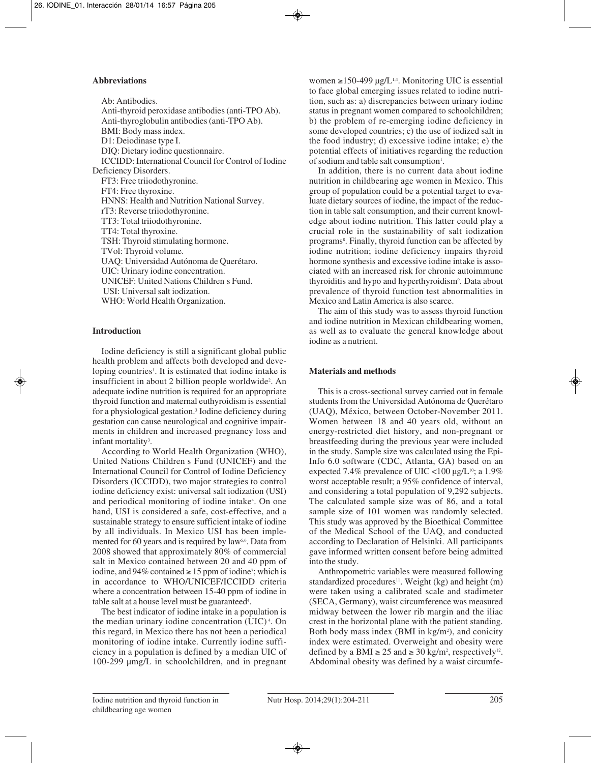## Abbreviations

Ab: Antibodies.
Anti-thyroid peroxidase antibodies (anti-TPO Ab).
Anti-thyroglobulin antibodies (anti-TPO Ab).
BMI: Body mass index.
D1: Deiodinase type I.
DIQ: Dietary iodine questionnaire.
ICCIDD: International Council for Control of Iodine Deficiency Disorders.
FT3: Free triiodothyronine.
FT4: Free thyroxine.
HNNS: Health and Nutrition National Survey.
rT3: Reverse triiodothyronine.
TT3: Total triiodothyronine.
TT4: Total thyroxine.
TSH: Thyroid stimulating hormone.
TVol: Thyroid volume.
UAQ: Universidad Autónoma de Querétaro.
UIC: Urinary iodine concentration.
UNICEF: United Nations Children s Fund.
USI: Universal salt iodization.
WHO: World Health Organization.

## Introduction

Iodine deficiency is still a significant global public health problem and affects both developed and developing countries[1]. It is estimated that iodine intake is insufficient in about 2 billion people worldwide[2]. An adequate iodine nutrition is required for an appropriate thyroid function and maternal euthyroidism is essential for a physiological gestation.[3] Iodine deficiency during gestation can cause neurological and cognitive impairments in children and increased pregnancy loss and infant mortality[3].

According to World Health Organization (WHO), United Nations Children s Fund (UNICEF) and the International Council for Control of Iodine Deficiency Disorders (ICCIDD), two major strategies to control iodine deficiency exist: universal salt iodization (USI) and periodical monitoring of iodine intake[4]. On one hand, USI is considered a safe, cost-effective, and a sustainable strategy to ensure sufficient intake of iodine by all individuals. In Mexico USI has been implemented for 60 years and is required by law[5,6]. Data from 2008 showed that approximately 80% of commercial salt in Mexico contained between 20 and 40 ppm of iodine, and 94% contained ≥ 15 ppm of iodine[7]; which is in accordance to WHO/UNICEF/ICCIDD criteria where a concentration between 15-40 ppm of iodine in table salt at a house level must be guaranteed[4].

The best indicator of iodine intake in a population is the median urinary iodine concentration (UIC)[4]. On this regard, in Mexico there has not been a periodical monitoring of iodine intake. Currently iodine sufficiency in a population is defined by a median UIC of 100-299 µmg/L in schoolchildren, and in pregnant women ≥150-499 µg/L[1,4]. Monitoring UIC is essential to face global emerging issues related to iodine nutrition, such as: a) discrepancies between urinary iodine status in pregnant women compared to schoolchildren; b) the problem of re-emerging iodine deficiency in some developed countries; c) the use of iodized salt in the food industry; d) excessive iodine intake; e) the potential effects of initiatives regarding the reduction of sodium and table salt consumption[1].

In addition, there is no current data about iodine nutrition in childbearing age women in Mexico. This group of population could be a potential target to evaluate dietary sources of iodine, the impact of the reduction in table salt consumption, and their current knowledge about iodine nutrition. This latter could play a crucial role in the sustainability of salt iodization programs[8]. Finally, thyroid function can be affected by iodine nutrition; iodine deficiency impairs thyroid hormone synthesis and excessive iodine intake is associated with an increased risk for chronic autoimmune thyroiditis and hypo and hyperthyroidism[9]. Data about prevalence of thyroid function test abnormalities in Mexico and Latin America is also scarce.

The aim of this study was to assess thyroid function and iodine nutrition in Mexican childbearing women, as well as to evaluate the general knowledge about iodine as a nutrient.

## Materials and methods

This is a cross-sectional survey carried out in female students from the Universidad Autónoma de Querétaro (UAQ), México, between October-November 2011. Women between 18 and 40 years old, without an energy-restricted diet history, and non-pregnant or breastfeeding during the previous year were included in the study. Sample size was calculated using the Epi-Info 6.0 software (CDC, Atlanta, GA) based on an expected 7.4% prevalence of UIC <100 µg/L[10]; a 1.9% worst acceptable result; a 95% confidence of interval, and considering a total population of 9,292 subjects. The calculated sample size was of 86, and a total sample size of 101 women was randomly selected. This study was approved by the Bioethical Committee of the Medical School of the UAQ, and conducted according to Declaration of Helsinki. All participants gave informed written consent before being admitted into the study.

Anthropometric variables were measured following standardized procedures[11]. Weight (kg) and height (m) were taken using a calibrated scale and stadimeter (SECA, Germany), waist circumference was measured midway between the lower rib margin and the iliac crest in the horizontal plane with the patient standing. Both body mass index (BMI in kg/m$^2$), and conicity index were estimated. Overweight and obesity were defined by a BMI ≥ 25 and ≥ 30 kg/m$^2$, respectively[12]. Abdominal obesity was defined by a waist circumfe-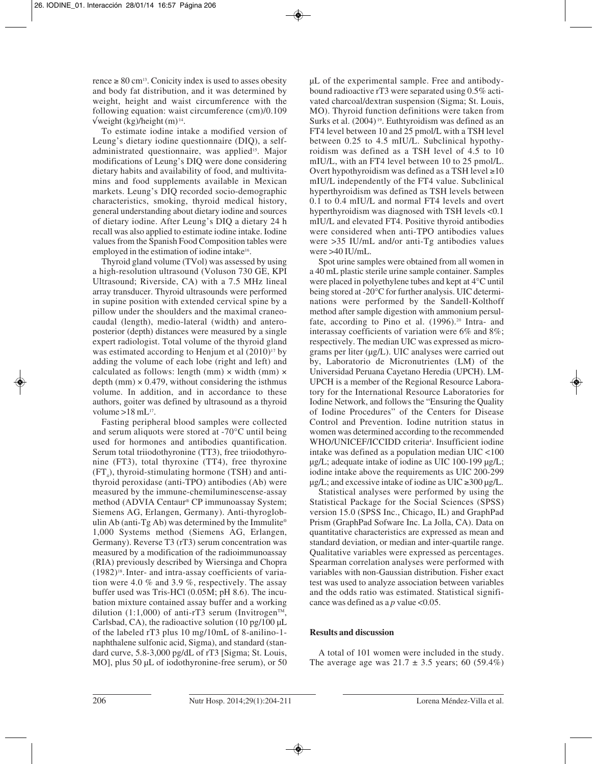rence ≥ 80 cm[13]. Conicity index is used to asses obesity and body fat distribution, and it was determined by weight, height and waist circumference with the following equation: waist circumference (cm)/0.109 $\sqrt{\text{weight (kg)/height (m)}}$[14].

To estimate iodine intake a modified version of Leung's dietary iodine questionnaire (DIQ), a self-administrated questionnaire, was applied[15]. Major modifications of Leung's DIQ were done considering dietary habits and availability of food, and multivitamins and food supplements available in Mexican markets. Leung's DIQ recorded socio-demographic characteristics, smoking, thyroid medical history, general understanding about dietary iodine and sources of dietary iodine. After Leung's DIQ a dietary 24 h recall was also applied to estimate iodine intake. Iodine values from the Spanish Food Composition tables were employed in the estimation of iodine intake[16].

Thyroid gland volume (TVol) was assessed by using a high-resolution ultrasound (Voluson 730 GE, KPI Ultrasound; Riverside, CA) with a 7.5 MHz lineal array transducer. Thyroid ultrasounds were performed in supine position with extended cervical spine by a pillow under the shoulders and the maximal craneocaudal (length), medio-lateral (width) and anteroposterior (depth) distances were measured by a single expert radiologist. Total volume of the thyroid gland was estimated according to Henjum et al (2010)[17] by adding the volume of each lobe (right and left) and calculated as follows: length (mm) × width (mm) × depth (mm) × 0.479, without considering the isthmus volume. In addition, and in accordance to these authors, goiter was defined by ultrasound as a thyroid volume >18 mL[17].

Fasting peripheral blood samples were collected and serum aliquots were stored at -70°C until being used for hormones and antibodies quantification. Serum total triiodothyronine (TT3), free triiodothyronine (FT3), total thyroxine (TT4), free thyroxine ($FT_4$), thyroid-stimulating hormone (TSH) and antithyroid peroxidase (anti-TPO) antibodies (Ab) were measured by the immune-chemiluminescense-assay method (ADVIA Centaur® CP immunoassay System; Siemens AG, Erlangen, Germany). Anti-thyroglobulin Ab (anti-Tg Ab) was determined by the Immulite® 1,000 Systems method (Siemens AG, Erlangen, Germany). Reverse T3 (rT3) serum concentration was measured by a modification of the radioimmunoassay (RIA) previously described by Wiersinga and Chopra (1982)[18]. Inter- and intra-assay coefficients of variation were 4.0 % and 3.9 %, respectively. The assay buffer used was Tris-HCl (0.05M; pH 8.6). The incubation mixture contained assay buffer and a working dilution (1:1,000) of anti-rT3 serum (Invitrogen™, Carlsbad, CA), the radioactive solution (10 pg/100 μL of the labeled rT3 plus 10 mg/10mL of 8-anilino-1-naphthalene sulfonic acid, Sigma), and standard (standard curve, 5.8-3,000 pg/dL of rT3 [Sigma; St. Louis, MO], plus 50 μL of iodothyronine-free serum), or 50 μL of the experimental sample. Free and antibody-bound radioactive rT3 were separated using 0.5% activated charcoal/dextran suspension (Sigma; St. Louis, MO). Thyroid function definitions were taken from Surks et al. (2004)[19]. Euthyroidism was defined as an FT4 level between 10 and 25 pmol/L with a TSH level between 0.25 to 4.5 mIU/L. Subclinical hypothyroidism was defined as a TSH level of 4.5 to 10 mIU/L, with an FT4 level between 10 to 25 pmol/L. Overt hypothyroidism was defined as a TSH level ≥10 mIU/L independently of the FT4 value. Subclinical hyperthyroidism was defined as TSH levels between 0.1 to 0.4 mIU/L and normal FT4 levels and overt hyperthyroidism was diagnosed with TSH levels <0.1 mIU/L and elevated FT4. Positive thyroid antibodies were considered when anti-TPO antibodies values were >35 IU/mL and/or anti-Tg antibodies values were >40 IU/mL.

Spot urine samples were obtained from all women in a 40 mL plastic sterile urine sample container. Samples were placed in polyethylene tubes and kept at 4°C until being stored at -20°C for further analysis. UIC determinations were performed by the Sandell-Kolthoff method after sample digestion with ammonium persulfate, according to Pino et al. (1996).[20] Intra- and interassay coefficients of variation were 6% and 8%; respectively. The median UIC was expressed as micrograms per liter (μg/L). UIC analyses were carried out by, Laboratorio de Micronutrientes (LM) of the Universidad Peruana Cayetano Heredia (UPCH). LM-UPCH is a member of the Regional Resource Laboratory for the International Resource Laboratories for Iodine Network, and follows the "Ensuring the Quality of Iodine Procedures" of the Centers for Disease Control and Prevention. Iodine nutrition status in women was determined according to the recommended WHO/UNICEF/ICCIDD criteria[4]. Insufficient iodine intake was defined as a population median UIC <100 μg/L; adequate intake of iodine as UIC 100-199 μg/L; iodine intake above the requirements as UIC 200-299 μg/L; and excessive intake of iodine as UIC ≥300 μg/L.

Statistical analyses were performed by using the Statistical Package for the Social Sciences (SPSS) version 15.0 (SPSS Inc., Chicago, IL) and GraphPad Prism (GraphPad Sofware Inc. La Jolla, CA). Data on quantitative characteristics are expressed as mean and standard deviation, or median and inter-quartile range. Qualitative variables were expressed as percentages. Spearman correlation analyses were performed with variables with non-Gaussian distribution. Fisher exact test was used to analyze association between variables and the odds ratio was estimated. Statistical significance was defined as a $p$ value <0.05.

## Results and discussion

A total of 101 women were included in the study. The average age was 21.7 ± 3.5 years; 60 (59.4%)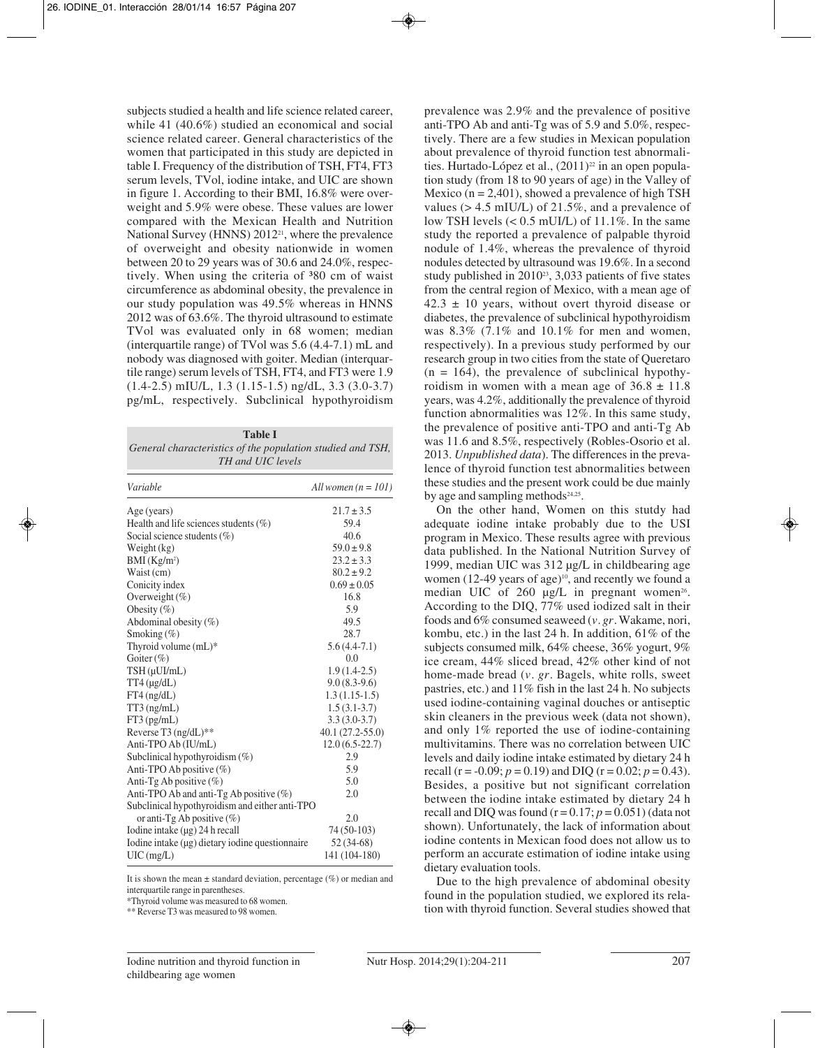subjects studied a health and life science related career, while 41 (40.6%) studied an economical and social science related career. General characteristics of the women that participated in this study are depicted in table I. Frequency of the distribution of TSH, FT4, FT3 serum levels, TVol, iodine intake, and UIC are shown in figure 1. According to their BMI, 16.8% were overweight and 5.9% were obese. These values are lower compared with the Mexican Health and Nutrition National Survey (HNNS) 2012[21], where the prevalence of overweight and obesity nationwide in women between 20 to 29 years was of 30.6 and 24.0%, respectively. When using the criteria of ³80 cm of waist circumference as abdominal obesity, the prevalence in our study population was 49.5% whereas in HNNS 2012 was of 63.6%. The thyroid ultrasound to estimate TVol was evaluated only in 68 women; median (interquartile range) of TVol was 5.6 (4.4-7.1) mL and nobody was diagnosed with goiter. Median (interquartile range) serum levels of TSH, FT4, and FT3 were 1.9 (1.4-2.5) mIU/L, 1.3 (1.15-1.5) ng/dL, 3.3 (3.0-3.7) pg/mL, respectively. Subclinical hypothyroidism prevalence was 2.9% and the prevalence of positive anti-TPO Ab and anti-Tg was of 5.9 and 5.0%, respectively. There are a few studies in Mexican population about prevalence of thyroid function test abnormalities. Hurtado-López et al., (2011)[22] in an open population study (from 18 to 90 years of age) in the Valley of Mexico (n = 2,401), showed a prevalence of high TSH values (> 4.5 mIU/L) of 21.5%, and a prevalence of low TSH levels (< 0.5 mUI/L) of 11.1%. In the same study the reported a prevalence of palpable thyroid nodule of 1.4%, whereas the prevalence of thyroid nodules detected by ultrasound was 19.6%. In a second study published in 2010[23], 3,033 patients of five states from the central region of Mexico, with a mean age of 42.3 ± 10 years, without overt thyroid disease or diabetes, the prevalence of subclinical hypothyroidism was 8.3% (7.1% and 10.1% for men and women, respectively). In a previous study performed by our research group in two cities from the state of Queretaro (n = 164), the prevalence of subclinical hypothyroidism in women with a mean age of 36.8 ± 11.8 years, was 4.2%, additionally the prevalence of thyroid function abnormalities was 12%. In this same study, the prevalence of positive anti-TPO and anti-Tg Ab was 11.6 and 8.5%, respectively (Robles-Osorio et al. 2013. *Unpublished data*). The differences in the prevalence of thyroid function test abnormalities between these studies and the present work could be due mainly by age and sampling methods[24,25].

**Table I**
*General characteristics of the population studied and TSH, TH and UIC levels*

| *Variable* | *All women (n = 101)* |
|---|---|
| Age (years) | 21.7 ± 3.5 |
| Health and life sciences students (%) | 59.4 |
| Social science students (%) | 40.6 |
| Weight (kg) | 59.0 ± 9.8 |
| BMI (Kg/m²) | 23.2 ± 3.3 |
| Waist (cm) | 80.2 ± 9.2 |
| Conicity index | 0.69 ± 0.05 |
| Overweight (%) | 16.8 |
| Obesity (%) | 5.9 |
| Abdominal obesity (%) | 49.5 |
| Smoking (%) | 28.7 |
| Thyroid volume (mL)* | 5.6 (4.4-7.1) |
| Goiter (%) | 0.0 |
| TSH (µUI/mL) | 1.9 (1.4-2.5) |
| TT4 (µg/dL) | 9.0 (8.3-9.6) |
| FT4 (ng/dL) | 1.3 (1.15-1.5) |
| TT3 (ng/mL) | 1.5 (3.1-3.7) |
| FT3 (pg/mL) | 3.3 (3.0-3.7) |
| Reverse T3 (ng/dL)** | 40.1 (27.2-55.0) |
| Anti-TPO Ab (IU/mL) | 12.0 (6.5-22.7) |
| Subclinical hypothyroidism (%) | 2.9 |
| Anti-TPO Ab positive (%) | 5.9 |
| Anti-Tg Ab positive (%) | 5.0 |
| Anti-TPO Ab and anti-Tg Ab positive (%) | 2.0 |
| Subclinical hypothyroidism and either anti-TPO or anti-Tg Ab positive (%) | 2.0 |
| Iodine intake (µg) 24 h recall | 74 (50-103) |
| Iodine intake (µg) dietary iodine questionnaire | 52 (34-68) |
| UIC (mg/L) | 141 (104-180) |

It is shown the mean ± standard deviation, percentage (%) or median and interquartile range in parentheses.
*Thyroid volume was measured to 68 women.
** Reverse T3 was measured to 98 women.

On the other hand, Women on this stutdy had adequate iodine intake probably due to the USI program in Mexico. These results agree with previous data published. In the National Nutrition Survey of 1999, median UIC was 312 µg/L in childbearing age women (12-49 years of age)[10], and recently we found a median UIC of 260 µg/L in pregnant women[26]. According to the DIQ, 77% used iodized salt in their foods and 6% consumed seaweed (*v. gr*. Wakame, nori, kombu, etc.) in the last 24 h. In addition, 61% of the subjects consumed milk, 64% cheese, 36% yogurt, 9% ice cream, 44% sliced bread, 42% other kind of not home-made bread (*v. gr*. Bagels, white rolls, sweet pastries, etc.) and 11% fish in the last 24 h. No subjects used iodine-containing vaginal douches or antiseptic skin cleaners in the previous week (data not shown), and only 1% reported the use of iodine-containing multivitamins. There was no correlation between UIC levels and daily iodine intake estimated by dietary 24 h recall (r = -0.09; $p = 0.19$) and DIQ (r = 0.02; $p = 0.43$). Besides, a positive but not significant correlation between the iodine intake estimated by dietary 24 h recall and DIQ was found (r = 0.17; $p = 0.051$) (data not shown). Unfortunately, the lack of information about iodine contents in Mexican food does not allow us to perform an accurate estimation of iodine intake using dietary evaluation tools.

Due to the high prevalence of abdominal obesity found in the population studied, we explored its relation with thyroid function. Several studies showed that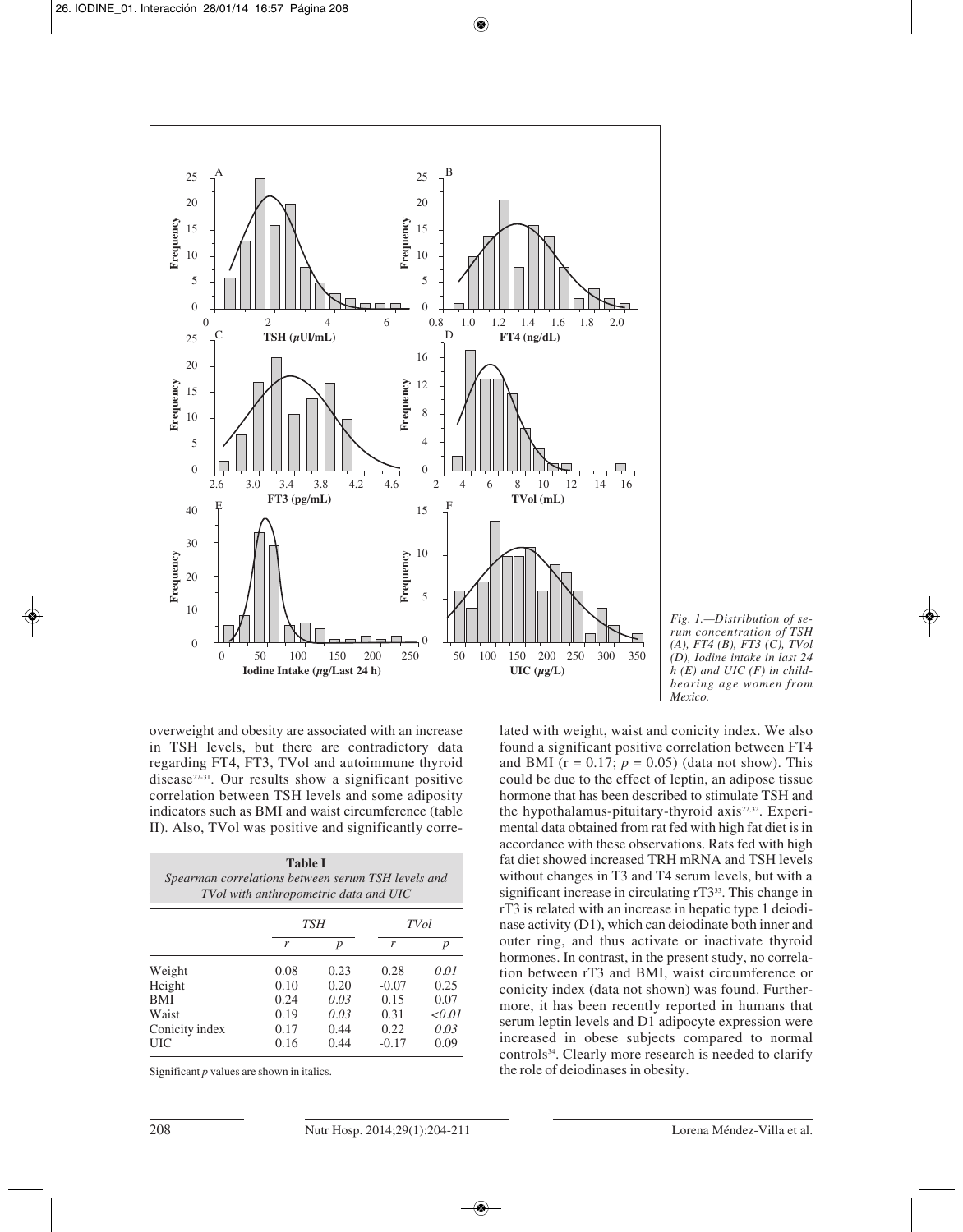Fig. 1.—Distribution of serum concentration of TSH (A), FT4 (B), FT3 (C), TVol (D), Iodine intake in last 24 h (E) and UIC (F) in childbearing age women from Mexico.

overweight and obesity are associated with an increase in TSH levels, but there are contradictory data regarding FT4, FT3, TVol and autoimmune thyroid disease[27-31]. Our results show a significant positive correlation between TSH levels and some adiposity indicators such as BMI and waist circumference (table II). Also, TVol was positive and significantly correlated with weight, waist and conicity index. We also found a significant positive correlation between FT4 and BMI (r = 0.17; $p = 0.05$) (data not show). This could be due to the effect of leptin, an adipose tissue hormone that has been described to stimulate TSH and the hypothalamus-pituitary-thyroid axis[27,32]. Experimental data obtained from rat fed with high fat diet is in accordance with these observations. Rats fed with high fat diet showed increased TRH mRNA and TSH levels without changes in T3 and T4 serum levels, but with a significant increase in circulating rT3[33]. This change in rT3 is related with an increase in hepatic type 1 deiodinase activity (D1), which can deiodinate both inner and outer ring, and thus activate or inactivate thyroid hormones. In contrast, in the present study, no correlation between rT3 and BMI, waist circumference or conicity index (data not shown) was found. Furthermore, it has been recently reported in humans that serum leptin levels and D1 adipocyte expression were increased in obese subjects compared to normal controls[34]. Clearly more research is needed to clarify the role of deiodinases in obesity.

**Table I**
*Spearman correlations between serum TSH levels and TVol with anthropometric data and UIC*

| | TSH | | TVol | |
|---|---|---|---|---|
| | *r* | *p* | *r* | *p* |
| Weight | 0.08 | 0.23 | 0.28 | *0.01* |
| Height | 0.10 | 0.20 | -0.07 | 0.25 |
| BMI | 0.24 | *0.03* | 0.15 | 0.07 |
| Waist | 0.19 | *0.03* | 0.31 | *<0.01* |
| Conicity index | 0.17 | 0.44 | 0.22 | *0.03* |
| UIC | 0.16 | 0.44 | -0.17 | 0.09 |

Significant *p* values are shown in italics.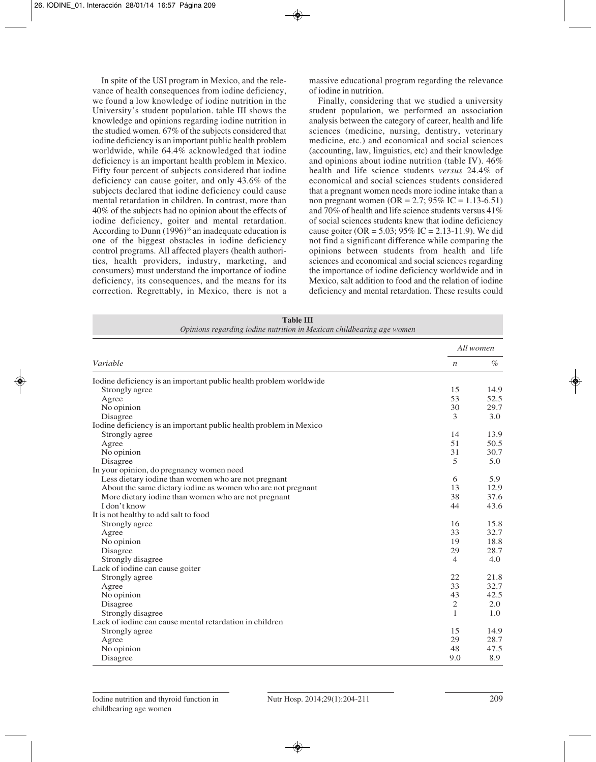In spite of the USI program in Mexico, and the relevance of health consequences from iodine deficiency, we found a low knowledge of iodine nutrition in the University's student population. table III shows the knowledge and opinions regarding iodine nutrition in the studied women. 67% of the subjects considered that iodine deficiency is an important public health problem worldwide, while 64.4% acknowledged that iodine deficiency is an important health problem in Mexico. Fifty four percent of subjects considered that iodine deficiency can cause goiter, and only 43.6% of the subjects declared that iodine deficiency could cause mental retardation in children. In contrast, more than 40% of the subjects had no opinion about the effects of iodine deficiency, goiter and mental retardation. According to Dunn (1996)[35] an inadequate education is one of the biggest obstacles in iodine deficiency control programs. All affected players (health authorities, health providers, industry, marketing, and consumers) must understand the importance of iodine deficiency, its consequences, and the means for its correction. Regrettably, in Mexico, there is not a massive educational program regarding the relevance of iodine in nutrition.

Finally, considering that we studied a university student population, we performed an association analysis between the category of career, health and life sciences (medicine, nursing, dentistry, veterinary medicine, etc.) and economical and social sciences (accounting, law, linguistics, etc) and their knowledge and opinions about iodine nutrition (table IV). 46% health and life science students *versus* 24.4% of economical and social sciences students considered that a pregnant women needs more iodine intake than a non pregnant women (OR = 2.7; 95% IC = 1.13-6.51) and 70% of health and life science students versus 41% of social sciences students knew that iodine deficiency cause goiter (OR = 5.03; 95% IC = 2.13-11.9). We did not find a significant difference while comparing the opinions between students from health and life sciences and economical and social sciences regarding the importance of iodine deficiency worldwide and in Mexico, salt addition to food and the relation of iodine deficiency and mental retardation. These results could

**Table III**
*Opinions regarding iodine nutrition in Mexican childbearing age women*

| Variable | All women | |
|---|---|---|
| | *n* | % |
| Iodine deficiency is an important public health problem worldwide | | |
| Strongly agree | 15 | 14.9 |
| Agree | 53 | 52.5 |
| No opinion | 30 | 29.7 |
| Disagree | 3 | 3.0 |
| Iodine deficiency is an important public health problem in Mexico | | |
| Strongly agree | 14 | 13.9 |
| Agree | 51 | 50.5 |
| No opinion | 31 | 30.7 |
| Disagree | 5 | 5.0 |
| In your opinion, do pregnancy women need | | |
| Less dietary iodine than women who are not pregnant | 6 | 5.9 |
| About the same dietary iodine as women who are not pregnant | 13 | 12.9 |
| More dietary iodine than women who are not pregnant | 38 | 37.6 |
| I don't know | 44 | 43.6 |
| It is not healthy to add salt to food | | |
| Strongly agree | 16 | 15.8 |
| Agree | 33 | 32.7 |
| No opinion | 19 | 18.8 |
| Disagree | 29 | 28.7 |
| Strongly disagree | 4 | 4.0 |
| Lack of iodine can cause goiter | | |
| Strongly agree | 22 | 21.8 |
| Agree | 33 | 32.7 |
| No opinion | 43 | 42.5 |
| Disagree | 2 | 2.0 |
| Strongly disagree | 1 | 1.0 |
| Lack of iodine can cause mental retardation in children | | |
| Strongly agree | 15 | 14.9 |
| Agree | 29 | 28.7 |
| No opinion | 48 | 47.5 |
| Disagree | 9.0 | 8.9 |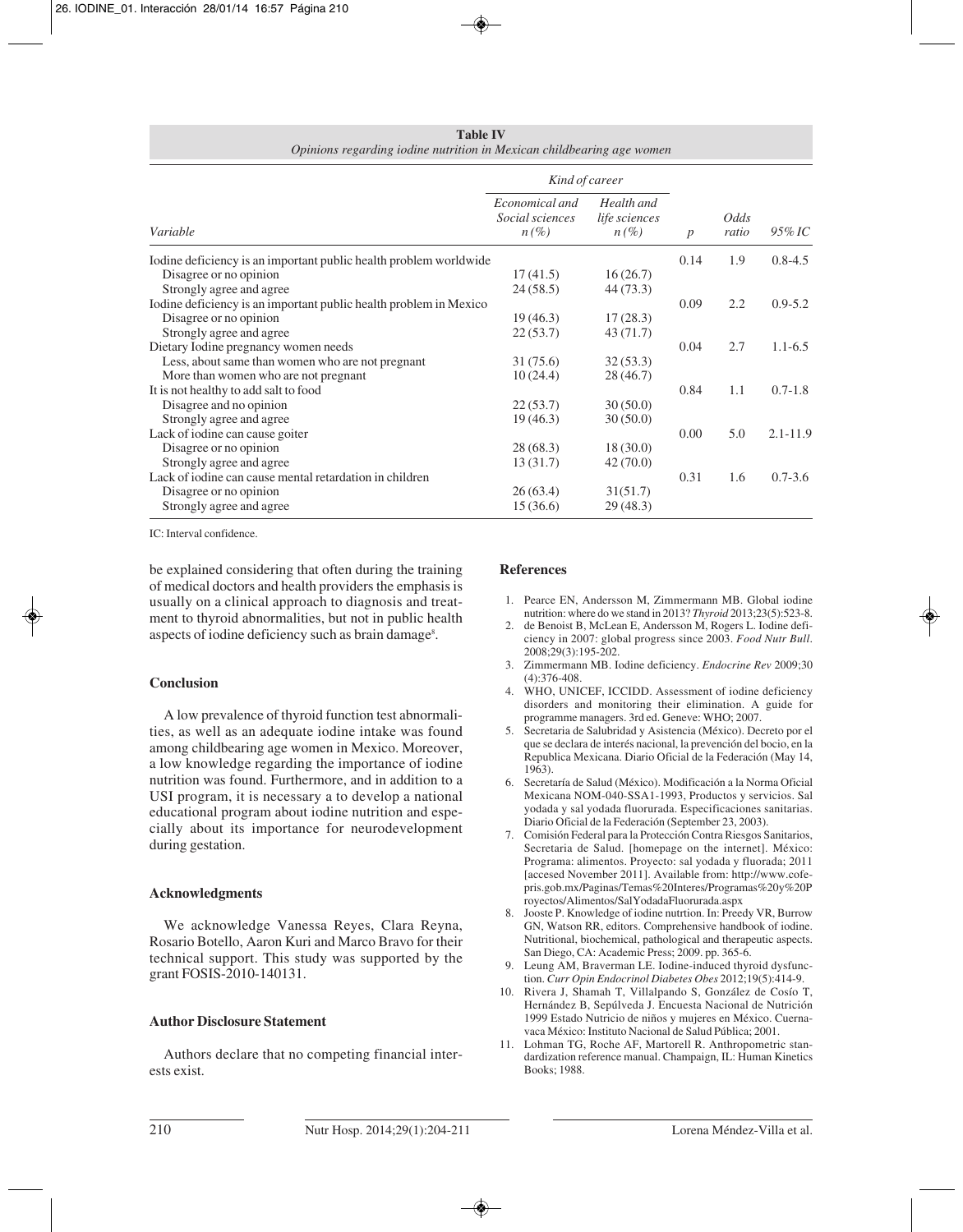**Table IV**
*Opinions regarding iodine nutrition in Mexican childbearing age women*

| Variable | Kind of career | | | | |
|---|---|---|---|---|---|
| | Economical and Social sciences n (%) | Health and life sciences n (%) | p | Odds ratio | 95% IC |
| Iodine deficiency is an important public health problem worldwide | | | 0.14 | 1.9 | 0.8-4.5 |
| Disagree or no opinion | 17 (41.5) | 16 (26.7) | | | |
| Strongly agree and agree | 24 (58.5) | 44 (73.3) | | | |
| Iodine deficiency is an important public health problem in Mexico | | | 0.09 | 2.2 | 0.9-5.2 |
| Disagree or no opinion | 19 (46.3) | 17 (28.3) | | | |
| Strongly agree and agree | 22 (53.7) | 43 (71.7) | | | |
| Dietary Iodine pregnancy women needs | | | 0.04 | 2.7 | 1.1-6.5 |
| Less, about same than women who are not pregnant | 31 (75.6) | 32 (53.3) | | | |
| More than women who are not pregnant | 10 (24.4) | 28 (46.7) | | | |
| It is not healthy to add salt to food | | | 0.84 | 1.1 | 0.7-1.8 |
| Disagree and no opinion | 22 (53.7) | 30 (50.0) | | | |
| Strongly agree and agree | 19 (46.3) | 30 (50.0) | | | |
| Lack of iodine can cause goiter | | | 0.00 | 5.0 | 2.1-11.9 |
| Disagree or no opinion | 28 (68.3) | 18 (30.0) | | | |
| Strongly agree and agree | 13 (31.7) | 42 (70.0) | | | |
| Lack of iodine can cause mental retardation in children | | | 0.31 | 1.6 | 0.7-3.6 |
| Disagree or no opinion | 26 (63.4) | 31(51.7) | | | |
| Strongly agree and agree | 15 (36.6) | 29 (48.3) | | | |

IC: Interval confidence.

be explained considering that often during the training of medical doctors and health providers the emphasis is usually on a clinical approach to diagnosis and treatment to thyroid abnormalities, but not in public health aspects of iodine deficiency such as brain damage[8].

## Conclusion

A low prevalence of thyroid function test abnormalities, as well as an adequate iodine intake was found among childbearing age women in Mexico. Moreover, a low knowledge regarding the importance of iodine nutrition was found. Furthermore, and in addition to a USI program, it is necessary a to develop a national educational program about iodine nutrition and especially about its importance for neurodevelopment during gestation.

## Acknowledgments

We acknowledge Vanessa Reyes, Clara Reyna, Rosario Botello, Aaron Kuri and Marco Bravo for their technical support. This study was supported by the grant FOSIS-2010-140131.

## Author Disclosure Statement

Authors declare that no competing financial interests exist.

## References

1. Pearce EN, Andersson M, Zimmermann MB. Global iodine nutrition: where do we stand in 2013? *Thyroid* 2013;23(5):523-8.
2. de Benoist B, McLean E, Andersson M, Rogers L. Iodine deficiency in 2007: global progress since 2003. *Food Nutr Bull*. 2008;29(3):195-202.
3. Zimmermann MB. Iodine deficiency. *Endocrine Rev* 2009;30 (4):376-408.
4. WHO, UNICEF, ICCIDD. Assessment of iodine deficiency disorders and monitoring their elimination. A guide for programme managers. 3rd ed. Geneve: WHO; 2007.
5. Secretaria de Salubridad y Asistencia (México). Decreto por el que se declara de interés nacional, la prevención del bocio, en la Republica Mexicana. Diario Oficial de la Federación (May 14, 1963).
6. Secretaría de Salud (México). Modificación a la Norma Oficial Mexicana NOM-040-SSA1-1993, Productos y servicios. Sal yodada y sal yodada fluorurada. Especificaciones sanitarias. Diario Oficial de la Federación (September 23, 2003).
7. Comisión Federal para la Protección Contra Riesgos Sanitarios, Secretaria de Salud. [homepage on the internet]. México: Programa: alimentos. Proyecto: sal yodada y fluorada; 2011 [accesed November 2011]. Available from: http://www.cofepris.gob.mx/Paginas/Temas%20Interes/Programas%20y%20Proyectos/Alimentos/SalYodadaFluorurada.aspx
8. Jooste P. Knowledge of iodine nutrtion. In: Preedy VR, Burrow GN, Watson RR, editors. Comprehensive handbook of iodine. Nutritional, biochemical, pathological and therapeutic aspects. San Diego, CA: Academic Press; 2009. pp. 365-6.
9. Leung AM, Braverman LE. Iodine-induced thyroid dysfunction. *Curr Opin Endocrinol Diabetes Obes* 2012;19(5):414-9.
10. Rivera J, Shamah T, Villalpando S, González de Cosío T, Hernández B, Sepúlveda J. Encuesta Nacional de Nutrición 1999 Estado Nutricio de niños y mujeres en México. Cuernavaca México: Instituto Nacional de Salud Pública; 2001.
11. Lohman TG, Roche AF, Martorell R. Anthropometric standardization reference manual. Champaign, IL: Human Kinetics Books; 1988.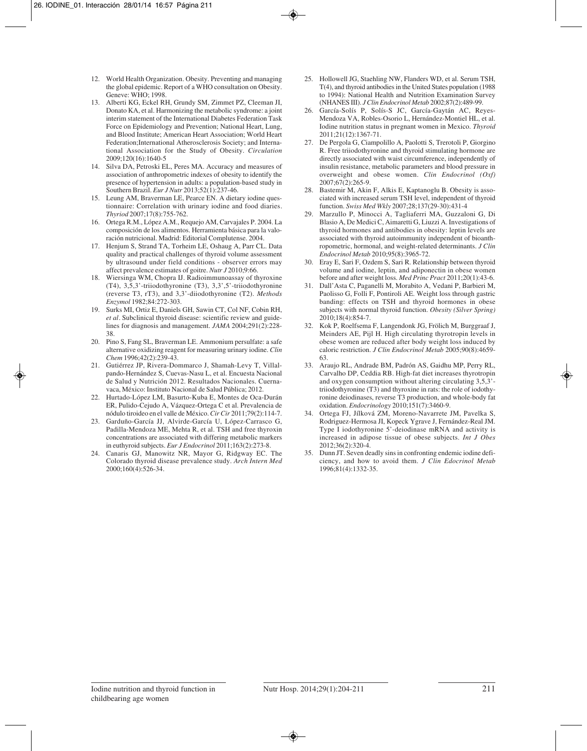12. World Health Organization. Obesity. Preventing and managing the global epidemic. Report of a WHO consultation on Obesity. Geneve: WHO; 1998.
13. Alberti KG, Eckel RH, Grundy SM, Zimmet PZ, Cleeman JI, Donato KA, et al. Harmonizing the metabolic syndrome: a joint interim statement of the International Diabetes Federation Task Force on Epidemiology and Prevention; National Heart, Lung, and Blood Institute; American Heart Association; World Heart Federation;International Atherosclerosis Society; and International Association for the Study of Obesity. *Circulation* 2009;120(16):1640-5
14. Silva DA, Petroski EL, Peres MA. Accuracy and measures of association of anthropometric indexes of obesity to identify the presence of hypertension in adults: a population-based study in Southern Brazil. *Eur J Nutr* 2013;52(1):237-46.
15. Leung AM, Braverman LE, Pearce EN. A dietary iodine questionnaire: Correlation with urinary iodine and food diaries. *Thyriod* 2007;17(8):755-762.
16. Ortega R.M., López A.M., Requejo AM, Carvajales P. 2004. La composición de los alimentos. Herramienta básica para la valoración nutricional. Madrid: Editorial Complutense. 2004.
17. Henjum S, Strand TA, Torheim LE, Oshaug A, Parr CL. Data quality and practical challenges of thyroid volume assessment by ultrasound under field conditions - observer errors may affect prevalence estimates of goitre. *Nutr J* 2010;9:66.
18. Wiersinga WM, Chopra IJ. Radioimmunoassay of thyroxine (T4), 3,5,3'-triiodothyronine (T3), 3,3',5'-triiodothyronine (reverse T3, rT3), and 3,3'-diiodothyronine (T2). *Methods Enzymol* 1982;84:272-303.
19. Surks MI, Ortiz E, Daniels GH, Sawin CT, Col NF, Cobin RH, *et al*. Subclinical thyroid disease: scientific review and guidelines for diagnosis and management. *JAMA* 2004;291(2):228-38.
20. Pino S, Fang SL, Braverman LE. Ammonium persulfate: a safe alternative oxidizing reagent for measuring urinary iodine. *Clin Chem* 1996;42(2):239-43.
21. Gutiérrez JP, Rivera-Dommarco J, Shamah-Levy T, Villalpando-Hernández S, Cuevas-Nasu L, et al. Encuesta Nacional de Salud y Nutrición 2012. Resultados Nacionales. Cuernavaca, México: Instituto Nacional de Salud Pública; 2012.
22. Hurtado-López LM, Basurto-Kuba E, Montes de Oca-Durán ER, Pulido-Cejudo A, Vázquez-Ortega C et al. Prevalencia de nódulo tiroideo en el valle de México. *Cir Cir* 2011;79(2):114-7.
23. Garduño-García JJ, Alvirde-García U, López-Carrasco G, Padilla-Mendoza ME, Mehta R, et al. TSH and free thyroxin concentrations are associated with differing metabolic markers in euthyroid subjects. *Eur J Endocrinol* 2011;163(2):273-8.
24. Canaris GJ, Manowitz NR, Mayor G, Ridgway EC. The Colorado thyroid disease prevalence study. *Arch Intern Med* 2000;160(4):526-34.
25. Hollowell JG, Staehling NW, Flanders WD, et al. Serum TSH, T(4), and thyroid antibodies in the United States population (1988 to 1994): National Health and Nutrition Examination Survey (NHANES III). *J Clin Endocrinol Metab* 2002;87(2):489-99.
26. García-Solís P, Solís-S JC, García-Gaytán AC, Reyes-Mendoza VA, Robles-Osorio L, Hernández-Montiel HL, et al. Iodine nutrition status in pregnant women in Mexico. *Thyroid* 2011;21(12):1367-71.
27. De Pergola G, Ciampolillo A, Paolotti S, Trerotoli P, Giorgino R. Free triiodothyronine and thyroid stimulating hormone are directly associated with waist circumference, independently of insulin resistance, metabolic parameters and blood pressure in overweight and obese women. *Clin Endocrinol (Oxf)* 2007;67(2):265-9.
28. Bastemir M, Akin F, Alkis E, Kaptanoglu B. Obesity is associated with increased serum TSH level, independent of thyroid function. *Swiss Med Wkly* 2007;28;137(29-30):431-4
29. Marzullo P, Minocci A, Tagliaferri MA, Guzzaloni G, Di Blasio A, De Medici C, Aimaretti G, Liuzzi A. Investigations of thyroid hormones and antibodies in obesity: leptin levels are associated with thyroid autoimmunity independent of bioanthropometric, hormonal, and weight-related determinants. *J Clin Endocrinol Metab* 2010;95(8):3965-72.
30. Eray E, Sari F, Ozdem S, Sari R. Relationship between thyroid volume and iodine, leptin, and adiponectin in obese women before and after weight loss. *Med Princ Pract* 2011;20(1):43-6.
31. Dall'Asta C, Paganelli M, Morabito A, Vedani P, Barbieri M, Paolisso G, Folli F, Pontiroli AE. Weight loss through gastric banding: effects on TSH and thyroid hormones in obese subjects with normal thyroid function. *Obesity (Silver Spring)* 2010;18(4):854-7.
32. Kok P, Roelfsema F, Langendonk JG, Frölich M, Burggraaf J, Meinders AE, Pijl H. High circulating thyrotropin levels in obese women are reduced after body weight loss induced by caloric restriction. *J Clin Endocrinol Metab* 2005;90(8):4659-63.
33. Araujo RL, Andrade BM, Padrón AS, Gaidhu MP, Perry RL, Carvalho DP, Ceddia RB. High-fat diet increases thyrotropin and oxygen consumption without altering circulating 3,5,3'-triiodothyronine (T3) and thyroxine in rats: the role of iodothyronine deiodinases, reverse T3 production, and whole-body fat oxidation. *Endocrinology* 2010;151(7):3460-9.
34. Ortega FJ, Jílková ZM, Moreno-Navarrete JM, Pavelka S, Rodriguez-Hermosa JI, Kopeck Ygrave J, Fernández-Real JM. Type I iodothyronine 5'-deiodinase mRNA and activity is increased in adipose tissue of obese subjects. *Int J Obes* 2012;36(2):320-4.
35. Dunn JT. Seven deadly sins in confronting endemic iodine deficiency, and how to avoid them. *J Clin Edocrinol Metab* 1996;81(4):1332-35.